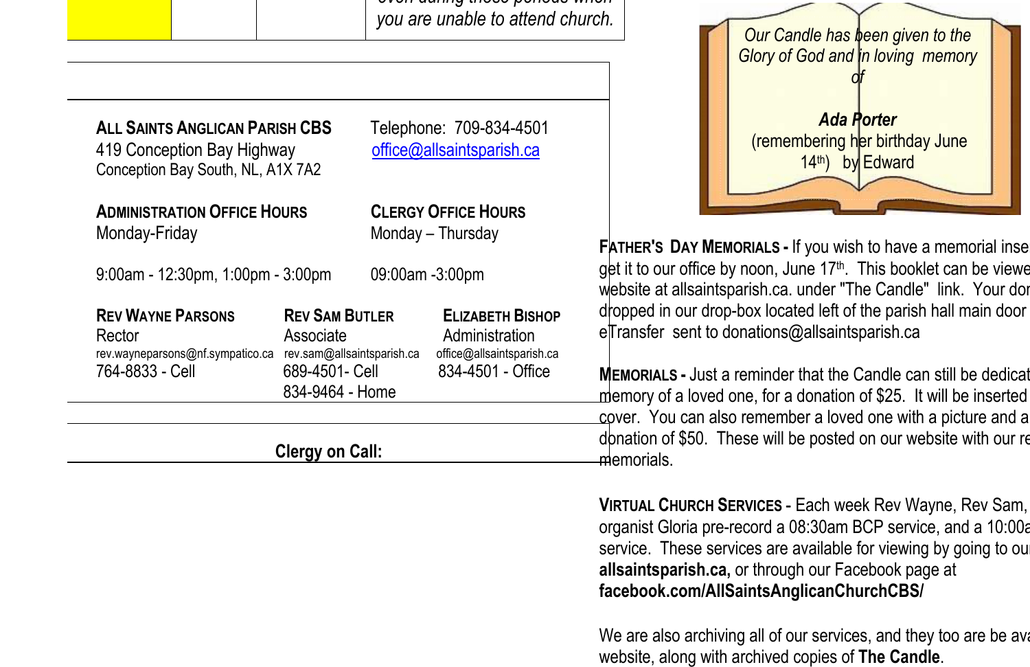you are unable to attend church.

**ALL SAINTS ANGLICAN PARISH CBS**
419 Conception Bay Highway
Conception Bay South, NL, A1X 7A2

Telephone: 709-834-4501
office@allsaintsparish.ca

**ADMINISTRATION OFFICE HOURS**
Monday-Friday

9:00am - 12:30pm, 1:00pm - 3:00pm

**CLERGY OFFICE HOURS**
Monday – Thursday

09:00am -3:00pm

| **REV WAYNE PARSONS** | **REV SAM BUTLER** | **ELIZABETH BISHOP** |
|---|---|---|
| Rector | Associate | Administration |
| rev.wayneparsons@nf.sympatico.ca | rev.sam@allsaintsparish.ca | office@allsaintsparish.ca |
| 764-8833 - Cell | 689-4501- Cell | 834-4501 - Office |
| | 834-9464 - Home | |

**Clergy on Call:**

*Our Candle has been given to the Glory of God and in loving memory of*

***Ada Porter***
(remembering her birthday June 14th) by Edward

**FATHER'S DAY MEMORIALS -** If you wish to have a memorial inse get it to our office by noon, June 17th. This booklet can be viewe website at allsaintsparish.ca. under "The Candle" link. Your dor dropped in our drop-box located left of the parish hall main door eTransfer sent to donations@allsaintsparish.ca

**MEMORIALS -** Just a reminder that the Candle can still be dedicat memory of a loved one, for a donation of $25. It will be inserted cover. You can also remember a loved one with a picture and a donation of $50. These will be posted on our website with our re memorials.

**VIRTUAL CHURCH SERVICES -** Each week Rev Wayne, Rev Sam, organist Gloria pre-record a 08:30am BCP service, and a 10:00a service. These services are available for viewing by going to ou **allsaintsparish.ca,** or through our Facebook page at **facebook.com/AllSaintsAnglicanChurchCBS/**

We are also archiving all of our services, and they too are be ava website, along with archived copies of **The Candle**.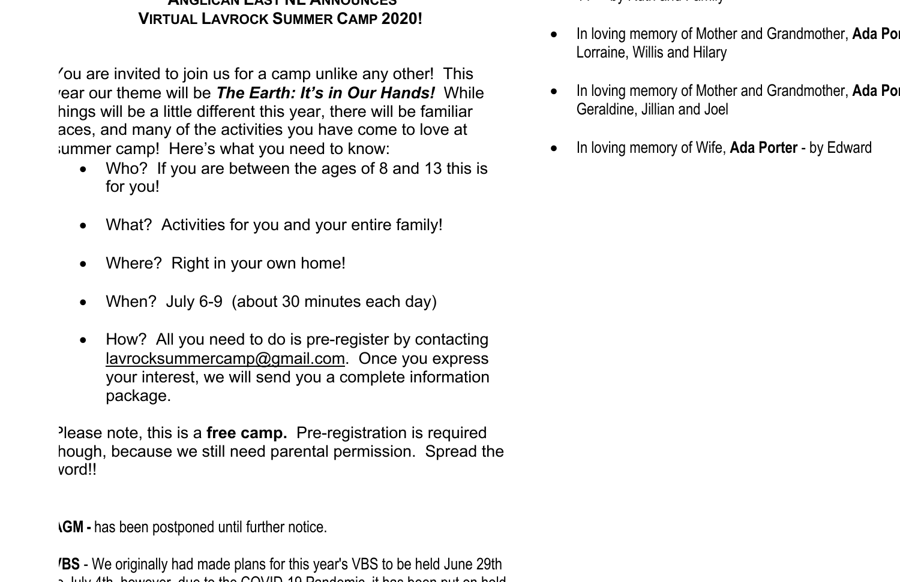## Anglican East NL Announces Virtual Lavrock Summer Camp 2020!

You are invited to join us for a camp unlike any other! This year our theme will be ***The Earth: It's in Our Hands!*** While things will be a little different this year, there will be familiar faces, and many of the activities you have come to love at summer camp! Here's what you need to know:

- Who? If you are between the ages of 8 and 13 this is for you!
- What? Activities for you and your entire family!
- Where? Right in your own home!
- When? July 6-9 (about 30 minutes each day)
- How? All you need to do is pre-register by contacting lavrocksummercamp@gmail.com. Once you express your interest, we will send you a complete information package.

Please note, this is a **free camp.** Pre-registration is required though, because we still need parental permission. Spread the word!!

**AGM -** has been postponed until further notice.

**VBS** - We originally had made plans for this year's VBS to be held June 29th to July 4th, however, due to the COVID 19 Pandemic, it has been put on hold

- ... - by Ruth and Family
- In loving memory of Mother and Grandmother, **Ada Por...** Lorraine, Willis and Hilary
- In loving memory of Mother and Grandmother, **Ada Por...** Geraldine, Jillian and Joel
- In loving memory of Wife, **Ada Porter** - by Edward